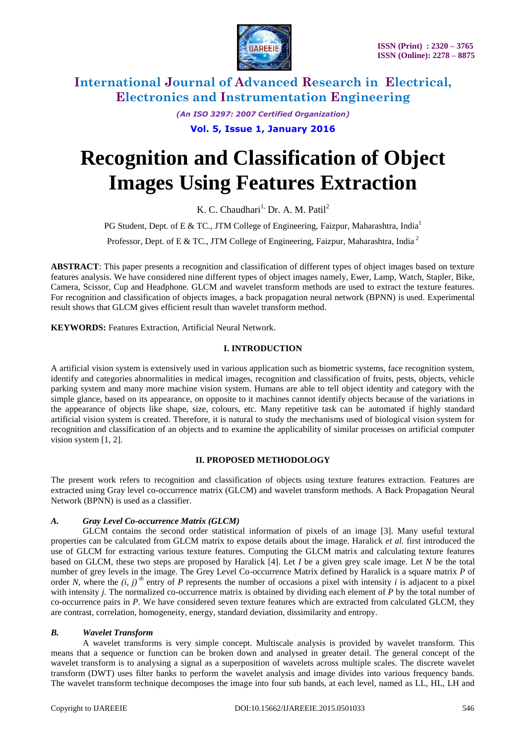# Recognition and Classification of Object Images Using Features Extraction

K. C. Chaudhari[1], Dr. A. M. Patil[2]

PG Student, Dept. of E & TC., JTM College of Engineering, Faizpur, Maharashtra, India[1]

Professor, Dept. of E & TC., JTM College of Engineering, Faizpur, Maharashtra, India [2]

**ABSTRACT**: This paper presents a recognition and classification of different types of object images based on texture features analysis. We have considered nine different types of object images namely, Ewer, Lamp, Watch, Stapler, Bike, Camera, Scissor, Cup and Headphone. GLCM and wavelet transform methods are used to extract the texture features. For recognition and classification of objects images, a back propagation neural network (BPNN) is used. Experimental result shows that GLCM gives efficient result than wavelet transform method.

**KEYWORDS:** Features Extraction, Artificial Neural Network.

## I. INTRODUCTION

A artificial vision system is extensively used in various application such as biometric systems, face recognition system, identify and categories abnormalities in medical images, recognition and classification of fruits, pests, objects, vehicle parking system and many more machine vision system. Humans are able to tell object identity and category with the simple glance, based on its appearance, on opposite to it machines cannot identify objects because of the variations in the appearance of objects like shape, size, colours, etc. Many repetitive task can be automated if highly standard artificial vision system is created. Therefore, it is natural to study the mechanisms used of biological vision system for recognition and classification of an objects and to examine the applicability of similar processes on artificial computer vision system [1, 2].

## II. PROPOSED METHODOLOGY

The present work refers to recognition and classification of objects using texture features extraction. Features are extracted using Gray level co-occurrence matrix (GLCM) and wavelet transform methods. A Back Propagation Neural Network (BPNN) is used as a classifier.

### *A. Gray Level Co-occurrence Matrix (GLCM)*

GLCM contains the second order statistical information of pixels of an image [3]. Many useful textural properties can be calculated from GLCM matrix to expose details about the image. Haralick *et al.* first introduced the use of GLCM for extracting various texture features. Computing the GLCM matrix and calculating texture features based on GLCM, these two steps are proposed by Haralick [4]. Let *I* be a given grey scale image. Let *N* be the total number of grey levels in the image. The Grey Level Co-occurrence Matrix defined by Haralick is a square matrix *P* of order *N*, where the $(i, j)^{th}$ entry of *P* represents the number of occasions a pixel with intensity *i* is adjacent to a pixel with intensity *j*. The normalized co-occurrence matrix is obtained by dividing each element of *P* by the total number of co-occurrence pairs in *P*. We have considered seven texture features which are extracted from calculated GLCM, they are contrast, correlation, homogeneity, energy, standard deviation, dissimilarity and entropy.

### *B. Wavelet Transform*

A wavelet transforms is very simple concept. Multiscale analysis is provided by wavelet transform. This means that a sequence or function can be broken down and analysed in greater detail. The general concept of the wavelet transform is to analysing a signal as a superposition of wavelets across multiple scales. The discrete wavelet transform (DWT) uses filter banks to perform the wavelet analysis and image divides into various frequency bands. The wavelet transform technique decomposes the image into four sub bands, at each level, named as LL, HL, LH and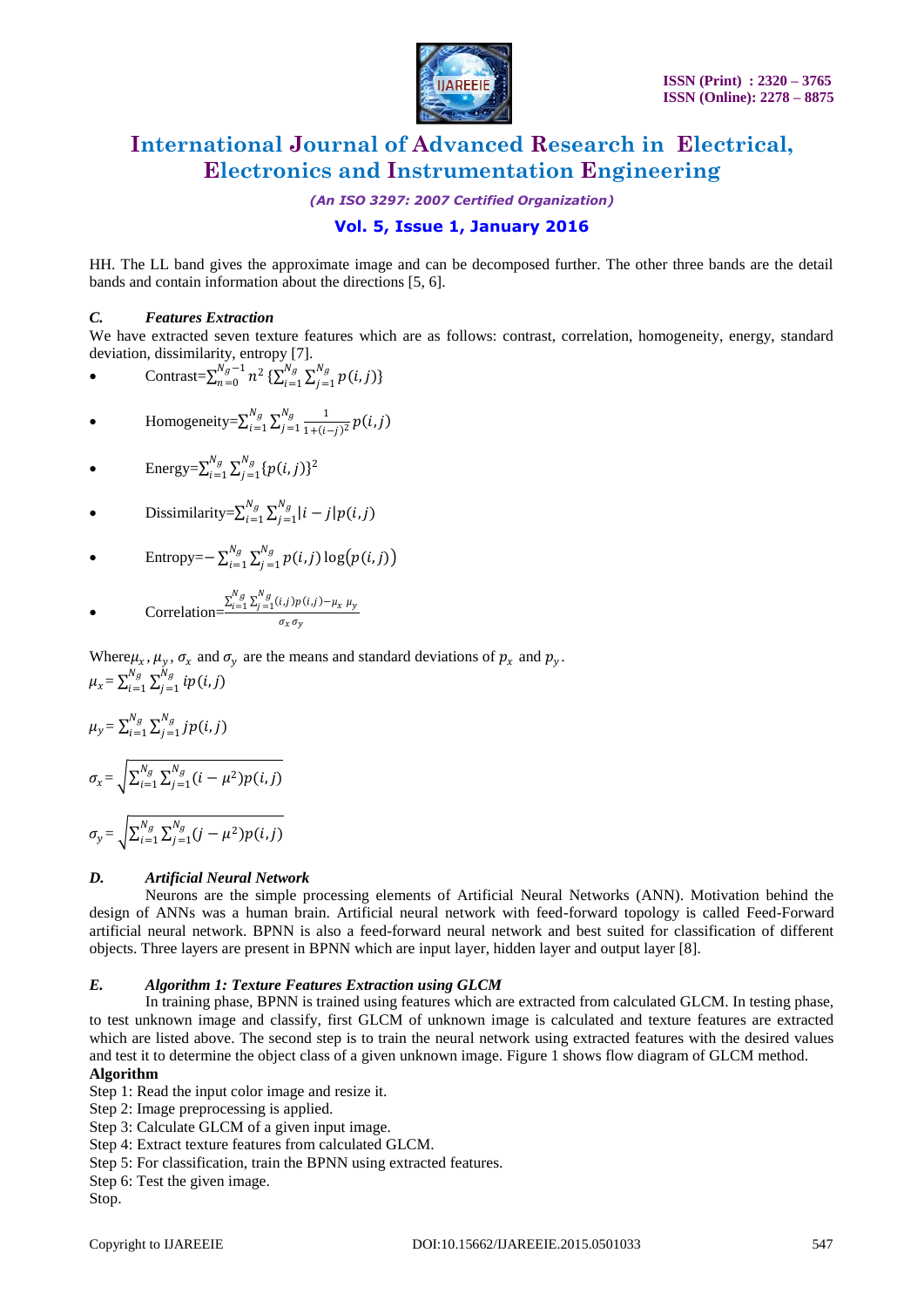HH. The LL band gives the approximate image and can be decomposed further. The other three bands are the detail bands and contain information about the directions [5, 6].

### *C. Features Extraction*

We have extracted seven texture features which are as follows: contrast, correlation, homogeneity, energy, standard deviation, dissimilarity, entropy [7].

- Contrast= $\sum_{n=0}^{N_g-1} n^2 \{\sum_{i=1}^{N_g} \sum_{j=1}^{N_g} p(i,j)\}$
- Homogeneity= $\sum_{i=1}^{N_g} \sum_{j=1}^{N_g} \frac{1}{1+(i-j)^2} p(i,j)$
- Energy= $\sum_{i=1}^{N_g} \sum_{j=1}^{N_g} \{p(i,j)\}^2$
- Dissimilarity= $\sum_{i=1}^{N_g} \sum_{j=1}^{N_g} |i-j| p(i,j)$
- Entropy= $-\sum_{i=1}^{N_g} \sum_{j=1}^{N_g} p(i,j) \log(p(i,j))$
- Correlation= $\frac{\sum_{i=1}^{N_g} \sum_{j=1}^{N_g} (i,j) p(i,j) - \mu_x \mu_y}{\sigma_x \sigma_y}$

Where $\mu_x$, $\mu_y$, $\sigma_x$ and $\sigma_y$ are the means and standard deviations of $p_x$ and $p_y$.

$$\mu_x = \sum_{i=1}^{N_g} \sum_{j=1}^{N_g} i p(i,j)$$

$$\mu_y = \sum_{i=1}^{N_g} \sum_{j=1}^{N_g} j p(i,j)$$

$$\sigma_x = \sqrt{\sum_{i=1}^{N_g} \sum_{j=1}^{N_g} (i - \mu^2) p(i,j)}$$

$$\sigma_y = \sqrt{\sum_{i=1}^{N_g} \sum_{j=1}^{N_g} (j - \mu^2) p(i,j)}$$

### *D. Artificial Neural Network*

Neurons are the simple processing elements of Artificial Neural Networks (ANN). Motivation behind the design of ANNs was a human brain. Artificial neural network with feed-forward topology is called Feed-Forward artificial neural network. BPNN is also a feed-forward neural network and best suited for classification of different objects. Three layers are present in BPNN which are input layer, hidden layer and output layer [8].

### *E. Algorithm 1: Texture Features Extraction using GLCM*

In training phase, BPNN is trained using features which are extracted from calculated GLCM. In testing phase, to test unknown image and classify, first GLCM of unknown image is calculated and texture features are extracted which are listed above. The second step is to train the neural network using extracted features with the desired values and test it to determine the object class of a given unknown image. Figure 1 shows flow diagram of GLCM method.

**Algorithm**

Step 1: Read the input color image and resize it.
Step 2: Image preprocessing is applied.
Step 3: Calculate GLCM of a given input image.
Step 4: Extract texture features from calculated GLCM.
Step 5: For classification, train the BPNN using extracted features.
Step 6: Test the given image.
Stop.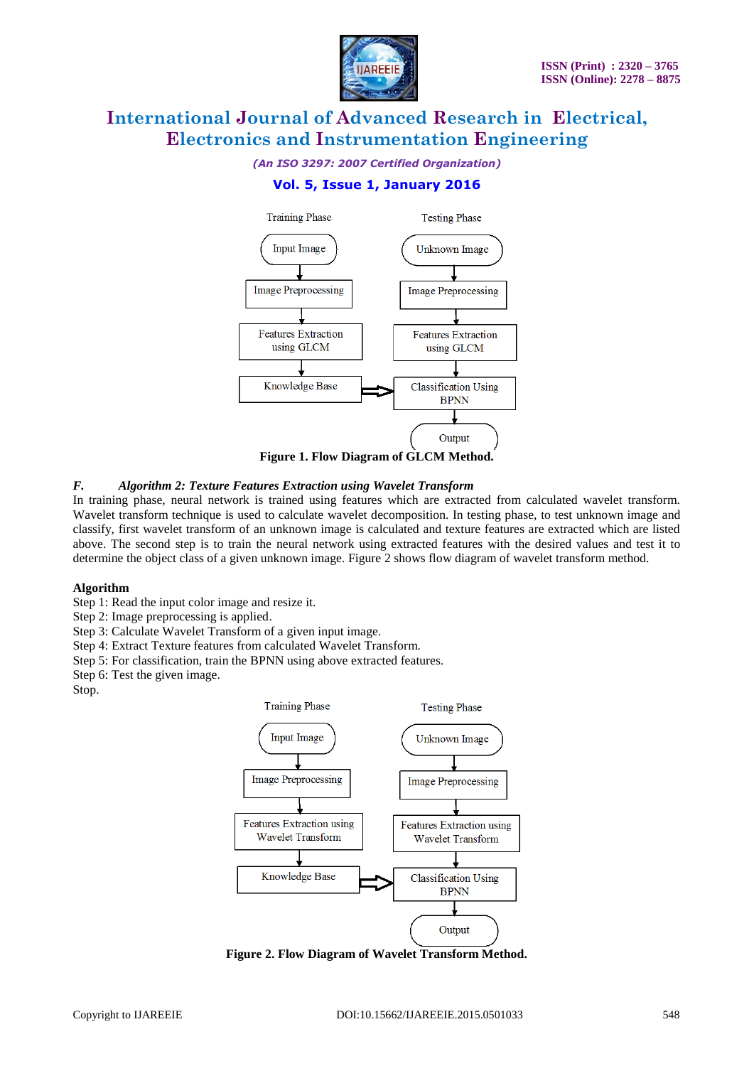Figure 1. Flow Diagram of GLCM Method.

### F. *Algorithm 2: Texture Features Extraction using Wavelet Transform*

In training phase, neural network is trained using features which are extracted from calculated wavelet transform. Wavelet transform technique is used to calculate wavelet decomposition. In testing phase, to test unknown image and classify, first wavelet transform of an unknown image is calculated and texture features are extracted which are listed above. The second step is to train the neural network using extracted features with the desired values and test it to determine the object class of a given unknown image. Figure 2 shows flow diagram of wavelet transform method.

**Algorithm**

Step 1: Read the input color image and resize it.
Step 2: Image preprocessing is applied.
Step 3: Calculate Wavelet Transform of a given input image.
Step 4: Extract Texture features from calculated Wavelet Transform.
Step 5: For classification, train the BPNN using above extracted features.
Step 6: Test the given image.
Stop.

Figure 2. Flow Diagram of Wavelet Transform Method.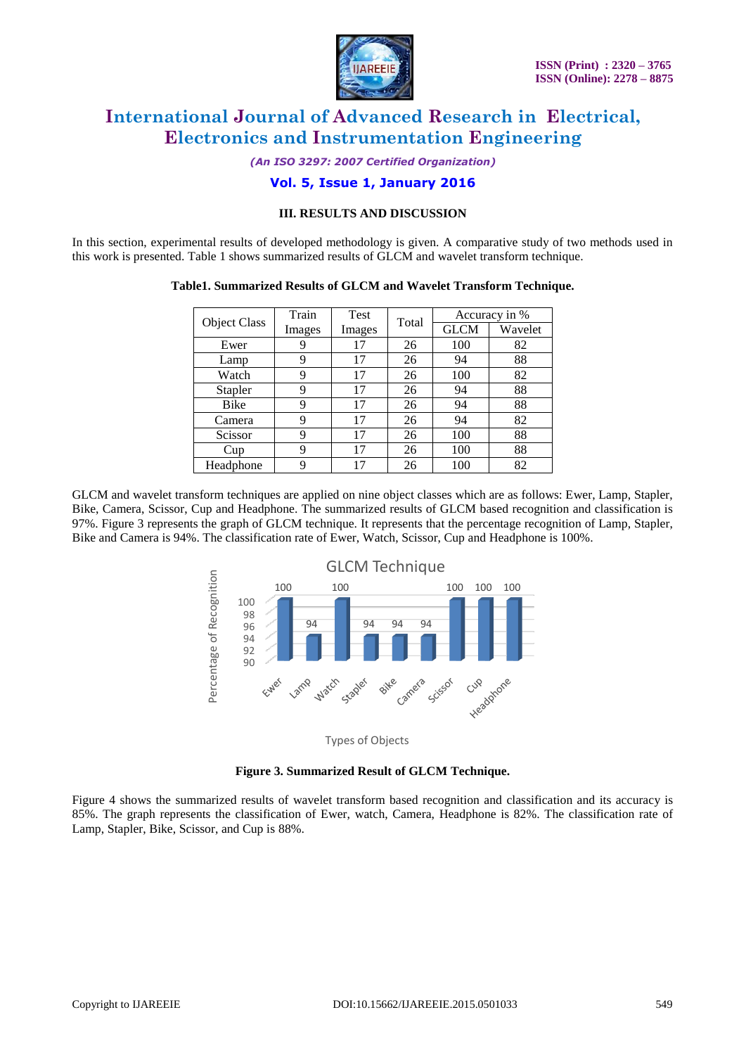### III. RESULTS AND DISCUSSION

In this section, experimental results of developed methodology is given. A comparative study of two methods used in this work is presented. Table 1 shows summarized results of GLCM and wavelet transform technique.

**Table1. Summarized Results of GLCM and Wavelet Transform Technique.**

| Object Class | Train Images | Test Images | Total | Accuracy in % | |
|---|---|---|---|---|---|
| | | | | GLCM | Wavelet |
| Ewer | 9 | 17 | 26 | 100 | 82 |
| Lamp | 9 | 17 | 26 | 94 | 88 |
| Watch | 9 | 17 | 26 | 100 | 82 |
| Stapler | 9 | 17 | 26 | 94 | 88 |
| Bike | 9 | 17 | 26 | 94 | 88 |
| Camera | 9 | 17 | 26 | 94 | 82 |
| Scissor | 9 | 17 | 26 | 100 | 88 |
| Cup | 9 | 17 | 26 | 100 | 88 |
| Headphone | 9 | 17 | 26 | 100 | 82 |

GLCM and wavelet transform techniques are applied on nine object classes which are as follows: Ewer, Lamp, Stapler, Bike, Camera, Scissor, Cup and Headphone. The summarized results of GLCM based recognition and classification is 97%. Figure 3 represents the graph of GLCM technique. It represents that the percentage recognition of Lamp, Stapler, Bike and Camera is 94%. The classification rate of Ewer, Watch, Scissor, Cup and Headphone is 100%.

**Figure 3. Summarized Result of GLCM Technique.**

Figure 4 shows the summarized results of wavelet transform based recognition and classification and its accuracy is 85%. The graph represents the classification of Ewer, watch, Camera, Headphone is 82%. The classification rate of Lamp, Stapler, Bike, Scissor, and Cup is 88%.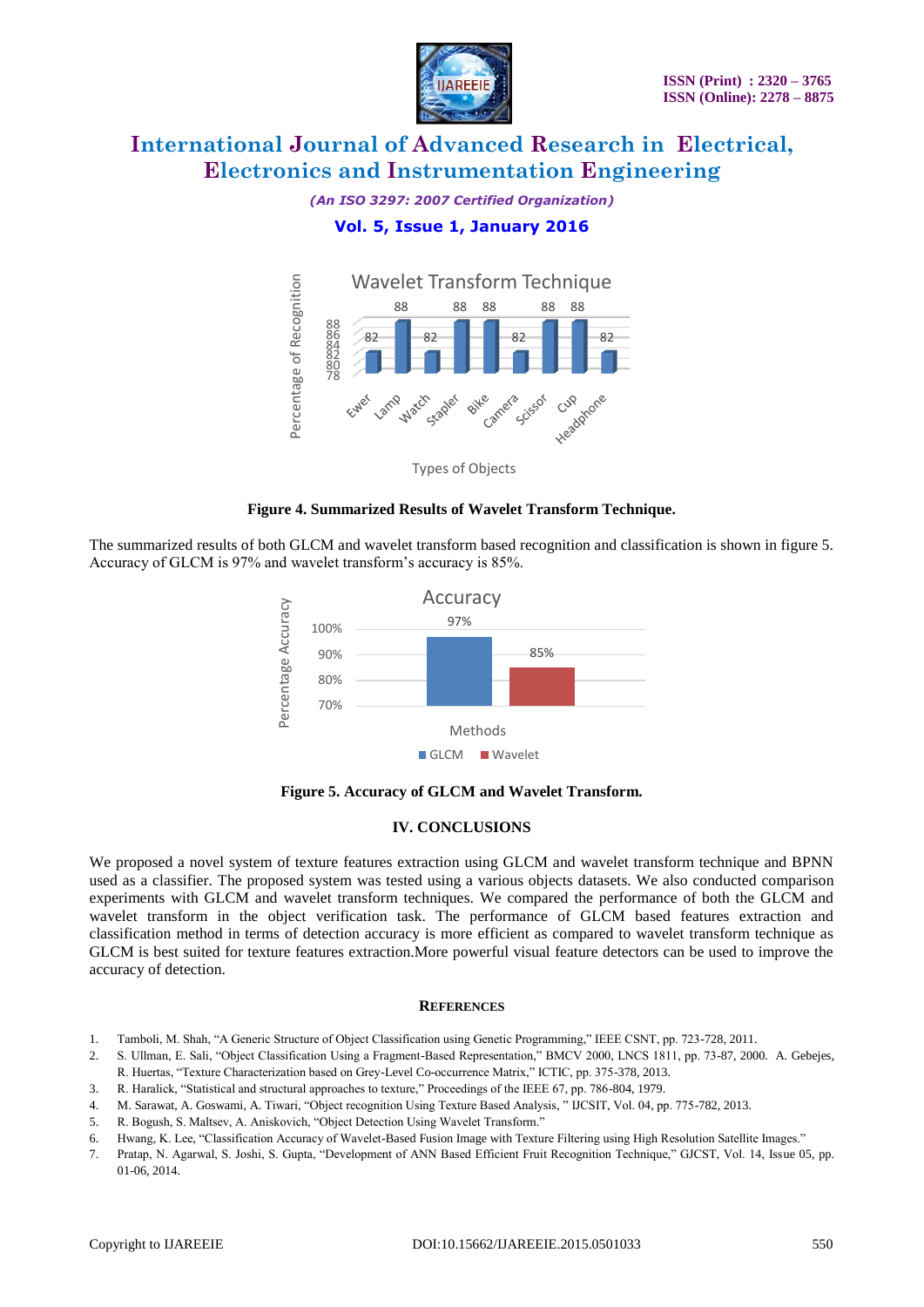Wavelet Transform Technique

Percentage of Recognition

88
86
84
82
80
78

82 88 82 88 88 82 88 88 82

Ewer Lamp Watch Stapler Bike Camera Scissor Cup Headphone

Types of Objects

**Figure 4. Summarized Results of Wavelet Transform Technique.**

The summarized results of both GLCM and wavelet transform based recognition and classification is shown in figure 5. Accuracy of GLCM is 97% and wavelet transform's accuracy is 85%.

Accuracy

Percentage Accuracy

100%
90%
80%
70%

97%
85%

Methods

GLCM Wavelet

**Figure 5. Accuracy of GLCM and Wavelet Transform.**

## IV. CONCLUSIONS

We proposed a novel system of texture features extraction using GLCM and wavelet transform technique and BPNN used as a classifier. The proposed system was tested using a various objects datasets. We also conducted comparison experiments with GLCM and wavelet transform techniques. We compared the performance of both the GLCM and wavelet transform in the object verification task. The performance of GLCM based features extraction and classification method in terms of detection accuracy is more efficient as compared to wavelet transform technique as GLCM is best suited for texture features extraction.More powerful visual feature detectors can be used to improve the accuracy of detection.

## REFERENCES

1. Tamboli, M. Shah, "A Generic Structure of Object Classification using Genetic Programming," IEEE CSNT, pp. 723-728, 2011.
2. S. Ullman, E. Sali, "Object Classification Using a Fragment-Based Representation," BMCV 2000, LNCS 1811, pp. 73-87, 2000. A. Gebejes, R. Huertas, "Texture Characterization based on Grey-Level Co-occurrence Matrix," ICTIC, pp. 375-378, 2013.
3. R. Haralick, "Statistical and structural approaches to texture," Proceedings of the IEEE 67, pp. 786-804, 1979.
4. M. Sarawat, A. Goswami, A. Tiwari, "Object recognition Using Texture Based Analysis, " IJCSIT, Vol. 04, pp. 775-782, 2013.
5. R. Bogush, S. Maltsev, A. Aniskovich, "Object Detection Using Wavelet Transform."
6. Hwang, K. Lee, "Classification Accuracy of Wavelet-Based Fusion Image with Texture Filtering using High Resolution Satellite Images."
7. Pratap, N. Agarwal, S. Joshi, S. Gupta, "Development of ANN Based Efficient Fruit Recognition Technique," GJCST, Vol. 14, Issue 05, pp. 01-06, 2014.